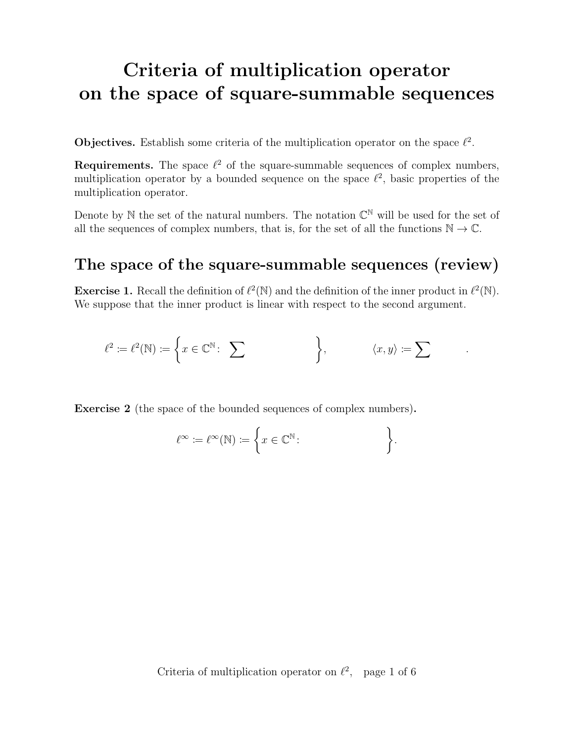# Criteria of multiplication operator on the space of square-summable sequences

**Objectives.** Establish some criteria of the multiplication operator on the space $\ell^2$.

**Requirements.** The space $\ell^2$ of the square-summable sequences of complex numbers, multiplication operator by a bounded sequence on the space $\ell^2$, basic properties of the multiplication operator.

Denote by $\mathbb{N}$ the set of the natural numbers. The notation $\mathbb{C}^{\mathbb{N}}$ will be used for the set of all the sequences of complex numbers, that is, for the set of all the functions $\mathbb{N} \to \mathbb{C}$.

## The space of the square-summable sequences (review)

**Exercise 1.** Recall the definition of $\ell^2(\mathbb{N})$ and the definition of the inner product in $\ell^2(\mathbb{N})$. We suppose that the inner product is linear with respect to the second argument.

$$\ell^2 := \ell^2(\mathbb{N}) := \left\{ x \in \mathbb{C}^{\mathbb{N}} \colon \sum \qquad\qquad \right\}, \qquad\qquad \langle x, y \rangle := \sum \qquad .$$

**Exercise 2** (the space of the bounded sequences of complex numbers)**.**

$$\ell^\infty := \ell^\infty(\mathbb{N}) := \left\{ x \in \mathbb{C}^{\mathbb{N}} \colon \qquad\qquad \right\}.$$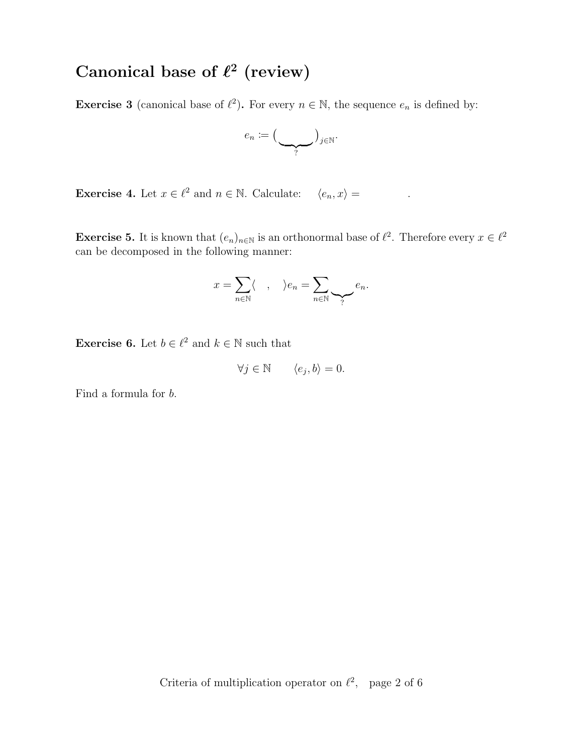# Canonical base of $\ell^2$ (review)

**Exercise 3** (canonical base of $\ell^2$)**.** For every $n \in \mathbb{N}$, the sequence $e_n$ is defined by:

$$e_n := (\underbrace{\qquad\quad}_{?})_{j \in \mathbb{N}}.$$

**Exercise 4.** Let $x \in \ell^2$ and $n \in \mathbb{N}$. Calculate: $\quad \langle e_n, x \rangle = \qquad\qquad .$

**Exercise 5.** It is known that $(e_n)_{n \in \mathbb{N}}$ is an orthonormal base of $\ell^2$. Therefore every $x \in \ell^2$ can be decomposed in the following manner:

$$x = \sum_{n \in \mathbb{N}} \langle \quad , \quad \rangle e_n = \sum_{n \in \mathbb{N}} \underbrace{\qquad}_{?} e_n.$$

**Exercise 6.** Let $b \in \ell^2$ and $k \in \mathbb{N}$ such that

$$\forall j \in \mathbb{N} \qquad \langle e_j, b \rangle = 0.$$

Find a formula for $b$.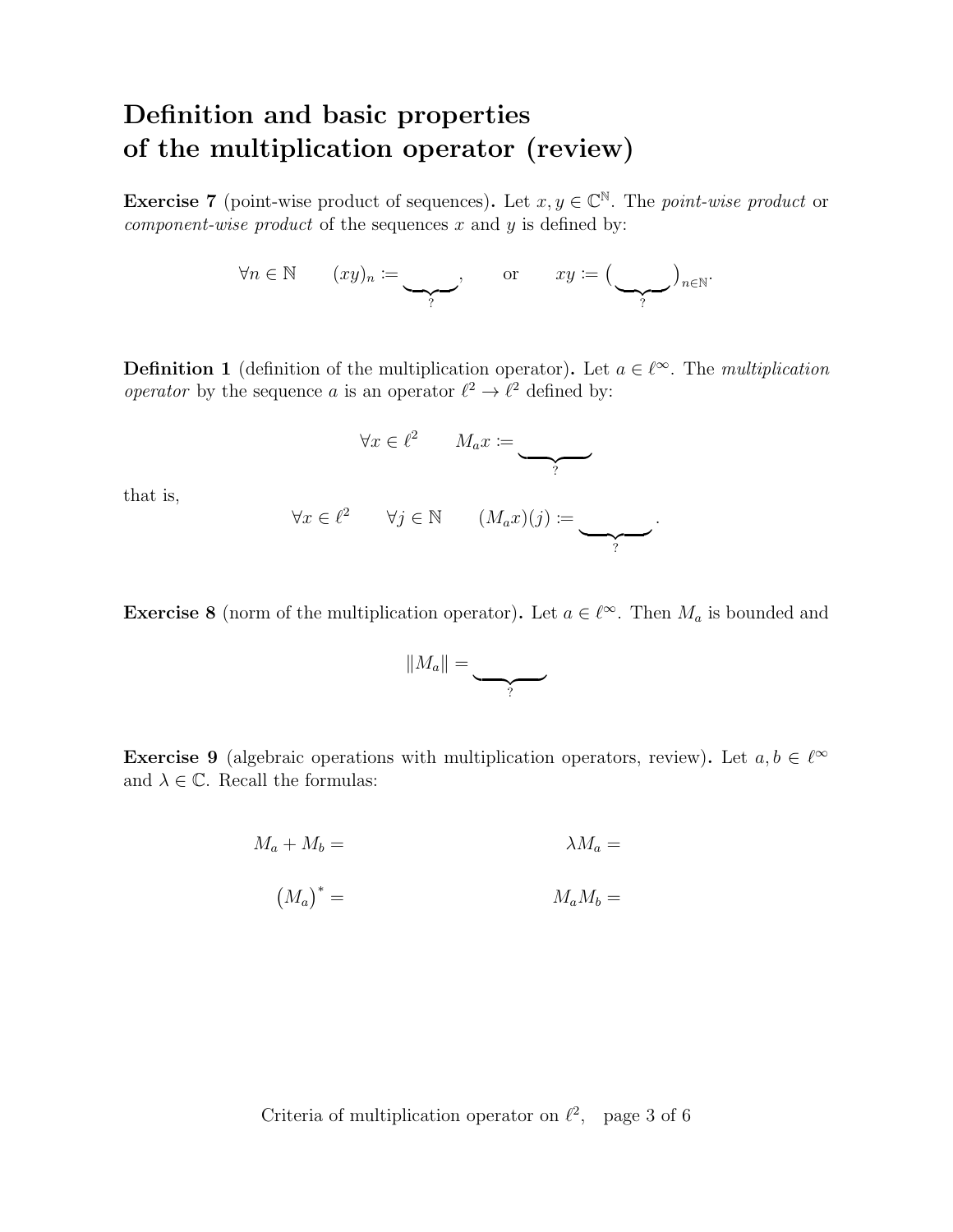# Definition and basic properties of the multiplication operator (review)

**Exercise 7** (point-wise product of sequences)**.** Let $x, y \in \mathbb{C}^{\mathbb{N}}$. The *point-wise product* or *component-wise product* of the sequences $x$ and $y$ is defined by:

$$\forall n \in \mathbb{N} \qquad (xy)_n := \underbrace{\qquad\quad}_{?}, \qquad \text{or} \qquad xy := \big(\underbrace{\qquad\quad}_{?}\big)_{n\in\mathbb{N}}.$$

**Definition 1** (definition of the multiplication operator)**.** Let $a \in \ell^\infty$. The *multiplication operator* by the sequence $a$ is an operator $\ell^2 \to \ell^2$ defined by:

$$\forall x \in \ell^2 \qquad M_a x := \underbrace{\qquad\qquad}_{?}$$

that is,

$$\forall x \in \ell^2 \qquad \forall j \in \mathbb{N} \qquad (M_a x)(j) := \underbrace{\qquad\qquad}_{?}.$$

**Exercise 8** (norm of the multiplication operator)**.** Let $a \in \ell^\infty$. Then $M_a$ is bounded and

$$\|M_a\| = \underbrace{\qquad\qquad}_{?}$$

**Exercise 9** (algebraic operations with multiplication operators, review)**.** Let $a, b \in \ell^\infty$ and $\lambda \in \mathbb{C}$. Recall the formulas:

$$M_a + M_b = \qquad\qquad\qquad\qquad \lambda M_a =$$

$$\big(M_a\big)^* = \qquad\qquad\qquad\qquad M_a M_b =$$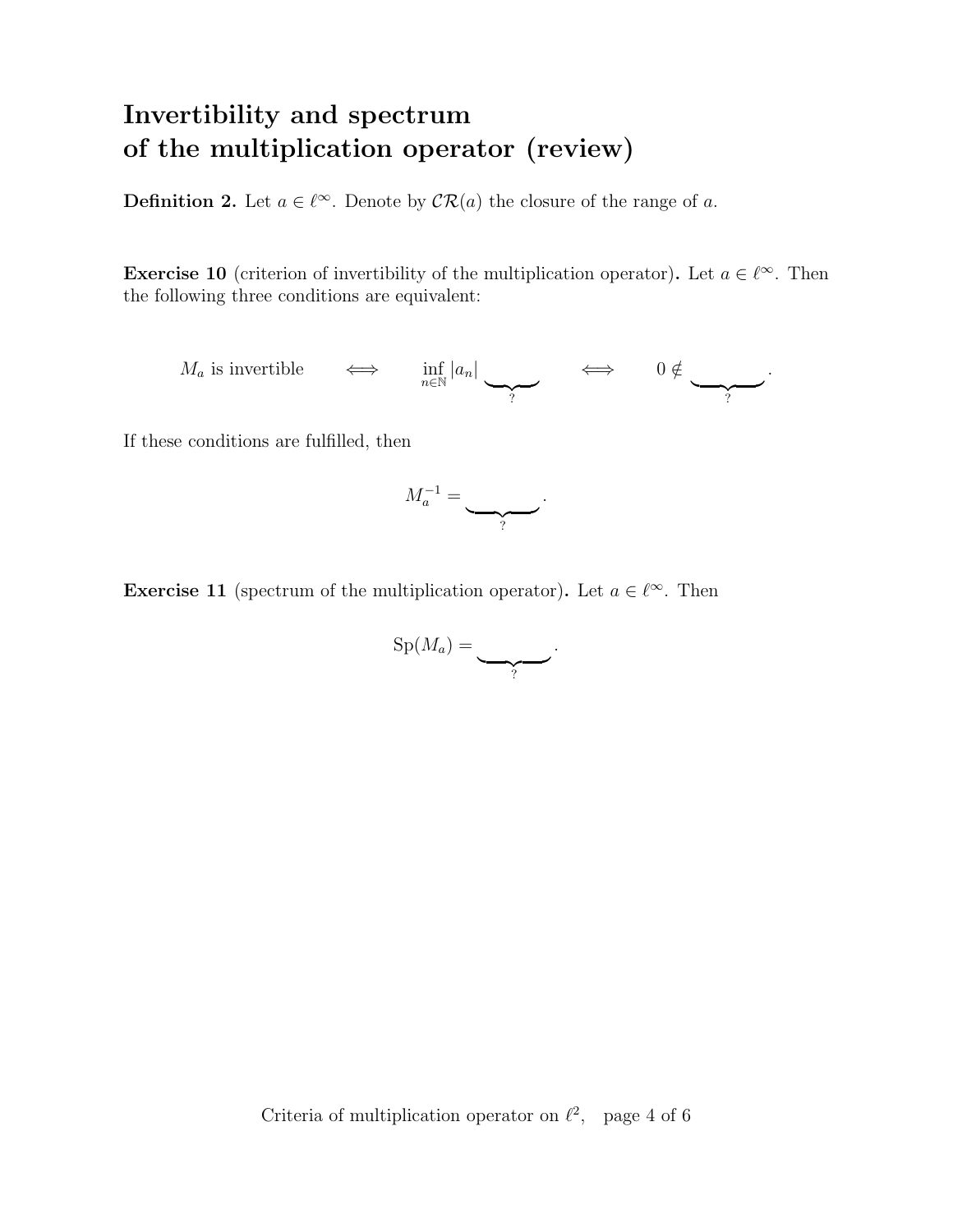# Invertibility and spectrum of the multiplication operator (review)

**Definition 2.** Let $a \in \ell^\infty$. Denote by $\mathcal{CR}(a)$ the closure of the range of $a$.

**Exercise 10** (criterion of invertibility of the multiplication operator)**.** Let $a \in \ell^\infty$. Then the following three conditions are equivalent:

$$M_a \text{ is invertible} \qquad \Longleftrightarrow \qquad \inf_{n\in\mathbb{N}} |a_n| \underbrace{\qquad\quad}_{?} \qquad \Longleftrightarrow \qquad 0 \notin \underbrace{\qquad\quad}_{?}.$$

If these conditions are fulfilled, then

$$M_a^{-1} = \underbrace{\qquad\quad}_{?}.$$

**Exercise 11** (spectrum of the multiplication operator)**.** Let $a \in \ell^\infty$. Then

$$\operatorname{Sp}(M_a) = \underbrace{\qquad\quad}_{?}.$$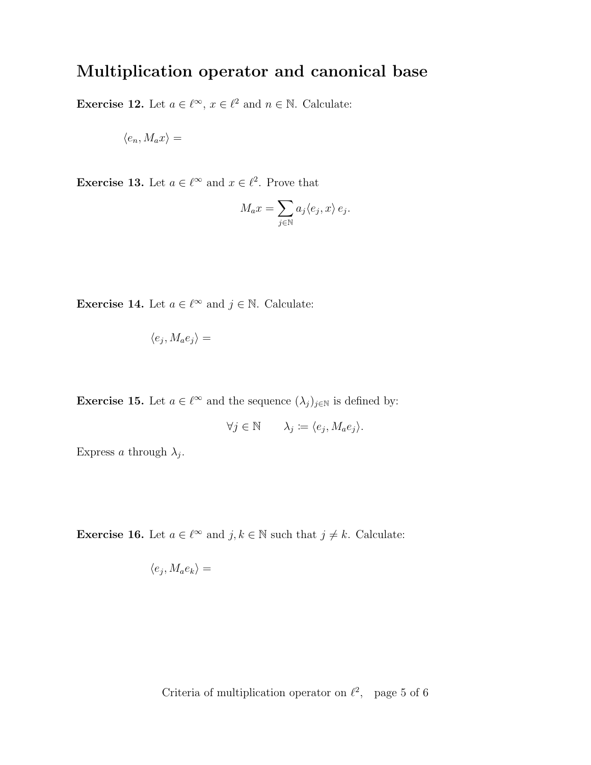## Multiplication operator and canonical base

**Exercise 12.** Let $a \in \ell^\infty$, $x \in \ell^2$ and $n \in \mathbb{N}$. Calculate:

$\langle e_n, M_a x \rangle =$

**Exercise 13.** Let $a \in \ell^\infty$ and $x \in \ell^2$. Prove that

$$M_a x = \sum_{j \in \mathbb{N}} a_j \langle e_j, x \rangle \, e_j.$$

**Exercise 14.** Let $a \in \ell^\infty$ and $j \in \mathbb{N}$. Calculate:

$\langle e_j, M_a e_j \rangle =$

**Exercise 15.** Let $a \in \ell^\infty$ and the sequence $(\lambda_j)_{j \in \mathbb{N}}$ is defined by:

$$\forall j \in \mathbb{N} \qquad \lambda_j \coloneqq \langle e_j, M_a e_j \rangle.$$

Express $a$ through $\lambda_j$.

**Exercise 16.** Let $a \in \ell^\infty$ and $j, k \in \mathbb{N}$ such that $j \neq k$. Calculate:

$\langle e_j, M_a e_k \rangle =$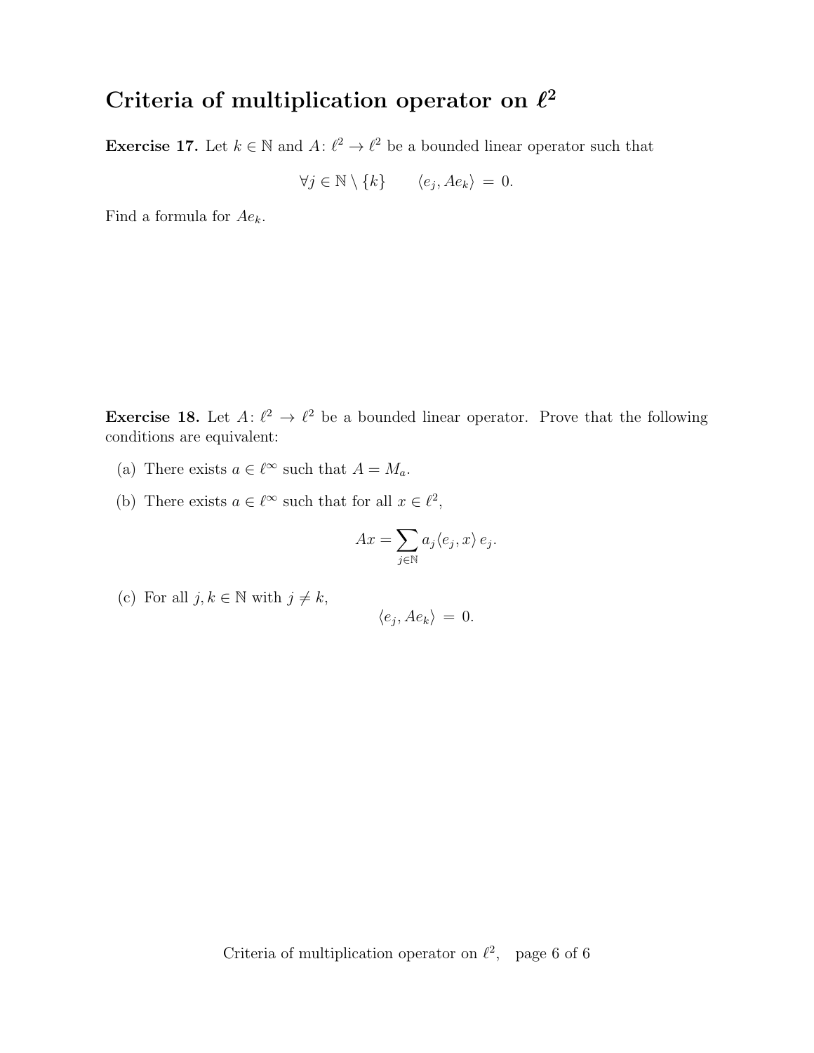# Criteria of multiplication operator on $\ell^2$

**Exercise 17.** Let $k \in \mathbb{N}$ and $A \colon \ell^2 \to \ell^2$ be a bounded linear operator such that

$$\forall j \in \mathbb{N} \setminus \{k\} \qquad \langle e_j, Ae_k \rangle \;=\; 0.$$

Find a formula for $Ae_k$.

**Exercise 18.** Let $A \colon \ell^2 \to \ell^2$ be a bounded linear operator. Prove that the following conditions are equivalent:

(a) There exists $a \in \ell^\infty$ such that $A = M_a$.

(b) There exists $a \in \ell^\infty$ such that for all $x \in \ell^2$,

$$Ax = \sum_{j \in \mathbb{N}} a_j \langle e_j, x \rangle \, e_j.$$

(c) For all $j, k \in \mathbb{N}$ with $j \neq k$,

$$\langle e_j, Ae_k \rangle \;=\; 0.$$